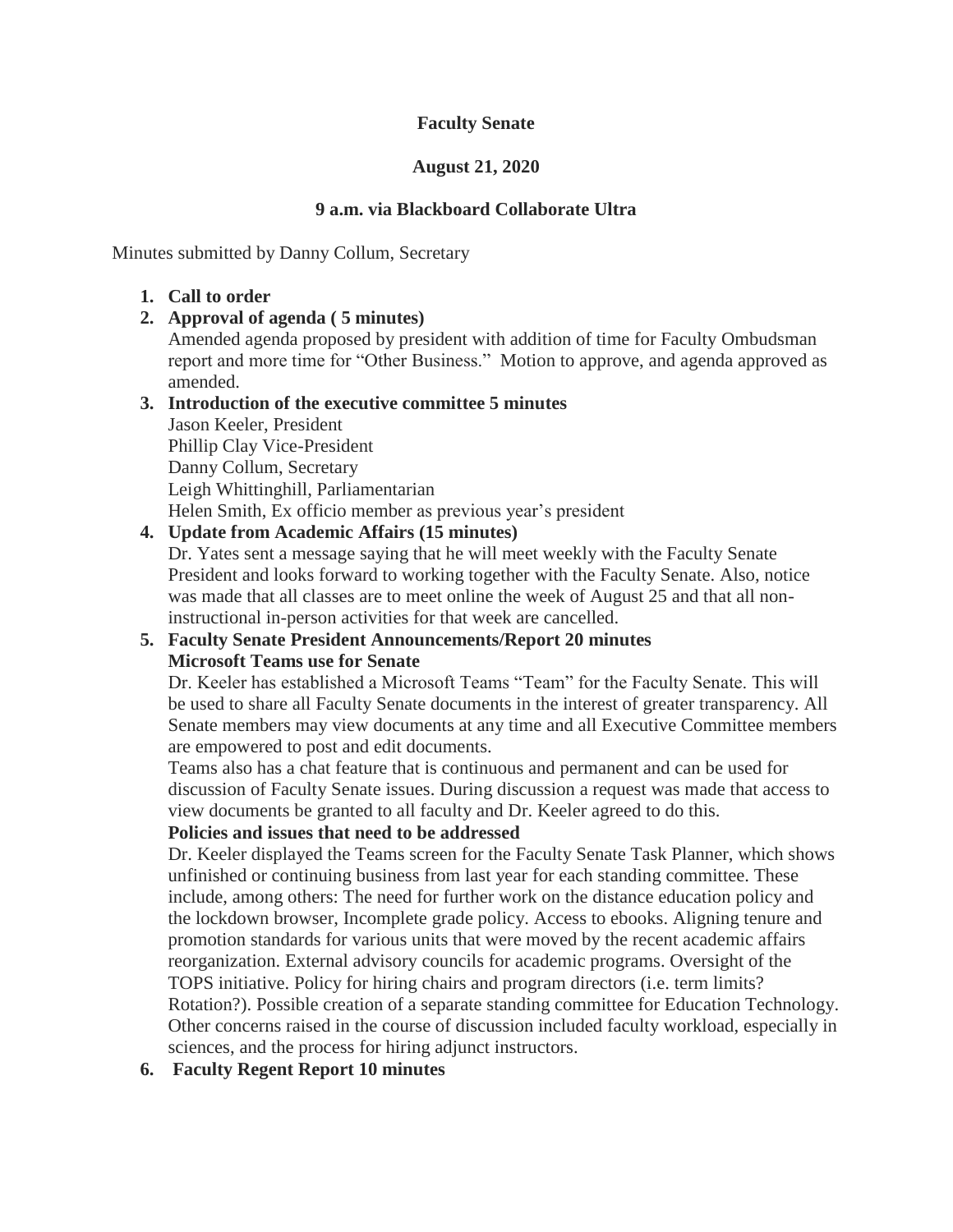**Faculty Senate**

**August 21, 2020**

**9 a.m. via Blackboard Collaborate Ultra**

Minutes submitted by Danny Collum, Secretary

1. **Call to order**
2. **Approval of agenda ( 5 minutes)**
   Amended agenda proposed by president with addition of time for Faculty Ombudsman report and more time for "Other Business." Motion to approve, and agenda approved as amended.
3. **Introduction of the executive committee 5 minutes**
   Jason Keeler, President
   Phillip Clay Vice-President
   Danny Collum, Secretary
   Leigh Whittinghill, Parliamentarian
   Helen Smith, Ex officio member as previous year's president
4. **Update from Academic Affairs (15 minutes)**
   Dr. Yates sent a message saying that he will meet weekly with the Faculty Senate President and looks forward to working together with the Faculty Senate. Also, notice was made that all classes are to meet online the week of August 25 and that all non-instructional in-person activities for that week are cancelled.
5. **Faculty Senate President Announcements/Report 20 minutes**
   **Microsoft Teams use for Senate**
   Dr. Keeler has established a Microsoft Teams "Team" for the Faculty Senate. This will be used to share all Faculty Senate documents in the interest of greater transparency. All Senate members may view documents at any time and all Executive Committee members are empowered to post and edit documents.
   Teams also has a chat feature that is continuous and permanent and can be used for discussion of Faculty Senate issues. During discussion a request was made that access to view documents be granted to all faculty and Dr. Keeler agreed to do this.
   **Policies and issues that need to be addressed**
   Dr. Keeler displayed the Teams screen for the Faculty Senate Task Planner, which shows unfinished or continuing business from last year for each standing committee. These include, among others: The need for further work on the distance education policy and the lockdown browser, Incomplete grade policy. Access to ebooks. Aligning tenure and promotion standards for various units that were moved by the recent academic affairs reorganization. External advisory councils for academic programs. Oversight of the TOPS initiative. Policy for hiring chairs and program directors (i.e. term limits? Rotation?). Possible creation of a separate standing committee for Education Technology. Other concerns raised in the course of discussion included faculty workload, especially in sciences, and the process for hiring adjunct instructors.
6. **Faculty Regent Report 10 minutes**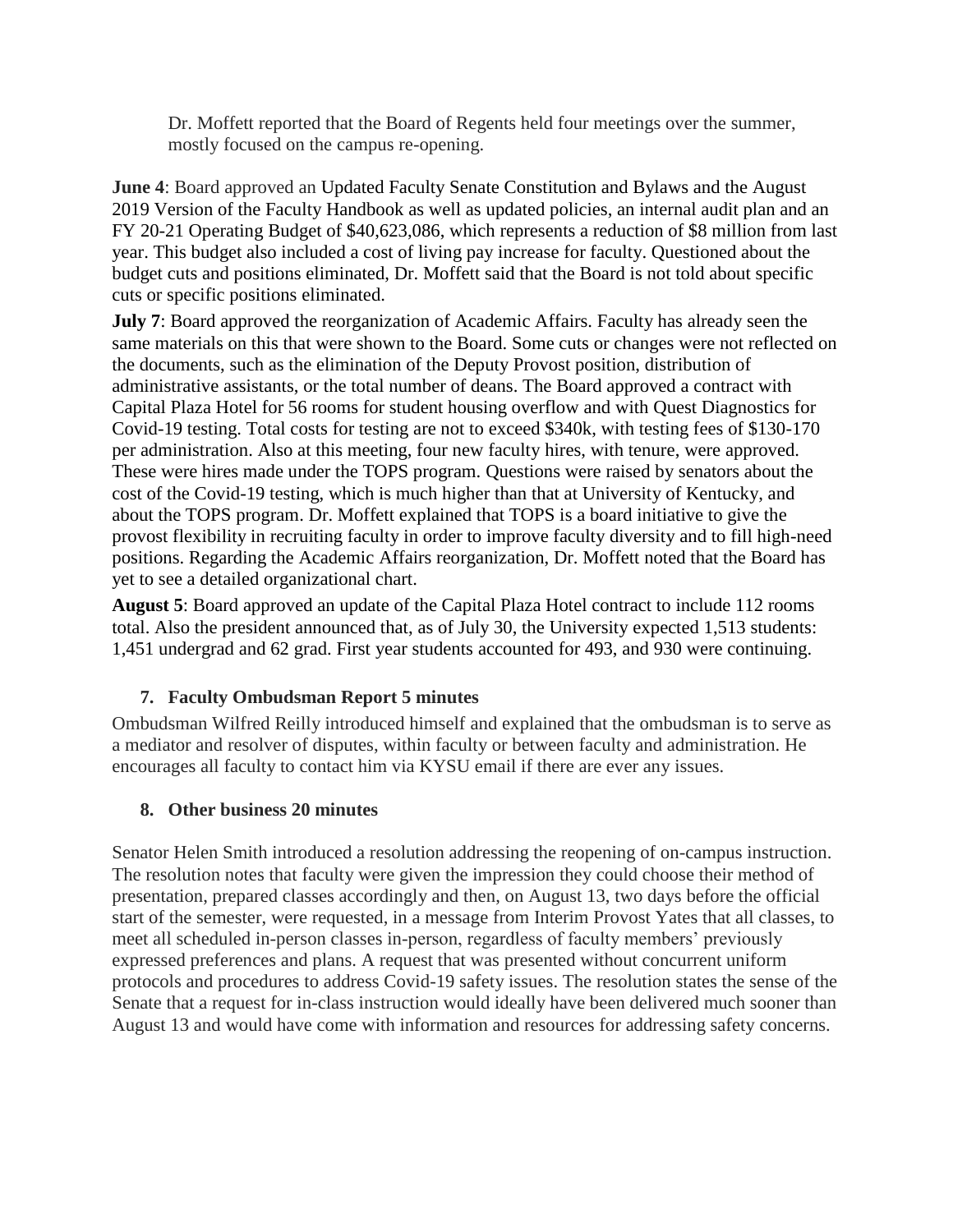Dr. Moffett reported that the Board of Regents held four meetings over the summer, mostly focused on the campus re-opening.

**June 4**: Board approved an Updated Faculty Senate Constitution and Bylaws and the August 2019 Version of the Faculty Handbook as well as updated policies, an internal audit plan and an FY 20-21 Operating Budget of $40,623,086, which represents a reduction of $8 million from last year. This budget also included a cost of living pay increase for faculty. Questioned about the budget cuts and positions eliminated, Dr. Moffett said that the Board is not told about specific cuts or specific positions eliminated.

**July 7**: Board approved the reorganization of Academic Affairs. Faculty has already seen the same materials on this that were shown to the Board. Some cuts or changes were not reflected on the documents, such as the elimination of the Deputy Provost position, distribution of administrative assistants, or the total number of deans. The Board approved a contract with Capital Plaza Hotel for 56 rooms for student housing overflow and with Quest Diagnostics for Covid-19 testing. Total costs for testing are not to exceed $340k, with testing fees of $130-170 per administration. Also at this meeting, four new faculty hires, with tenure, were approved. These were hires made under the TOPS program. Questions were raised by senators about the cost of the Covid-19 testing, which is much higher than that at University of Kentucky, and about the TOPS program. Dr. Moffett explained that TOPS is a board initiative to give the provost flexibility in recruiting faculty in order to improve faculty diversity and to fill high-need positions. Regarding the Academic Affairs reorganization, Dr. Moffett noted that the Board has yet to see a detailed organizational chart.

**August 5**: Board approved an update of the Capital Plaza Hotel contract to include 112 rooms total. Also the president announced that, as of July 30, the University expected 1,513 students: 1,451 undergrad and 62 grad. First year students accounted for 493, and 930 were continuing.

### 7. Faculty Ombudsman Report 5 minutes

Ombudsman Wilfred Reilly introduced himself and explained that the ombudsman is to serve as a mediator and resolver of disputes, within faculty or between faculty and administration. He encourages all faculty to contact him via KYSU email if there are ever any issues.

### 8. Other business 20 minutes

Senator Helen Smith introduced a resolution addressing the reopening of on-campus instruction. The resolution notes that faculty were given the impression they could choose their method of presentation, prepared classes accordingly and then, on August 13, two days before the official start of the semester, were requested, in a message from Interim Provost Yates that all classes, to meet all scheduled in-person classes in-person, regardless of faculty members' previously expressed preferences and plans. A request that was presented without concurrent uniform protocols and procedures to address Covid-19 safety issues. The resolution states the sense of the Senate that a request for in-class instruction would ideally have been delivered much sooner than August 13 and would have come with information and resources for addressing safety concerns.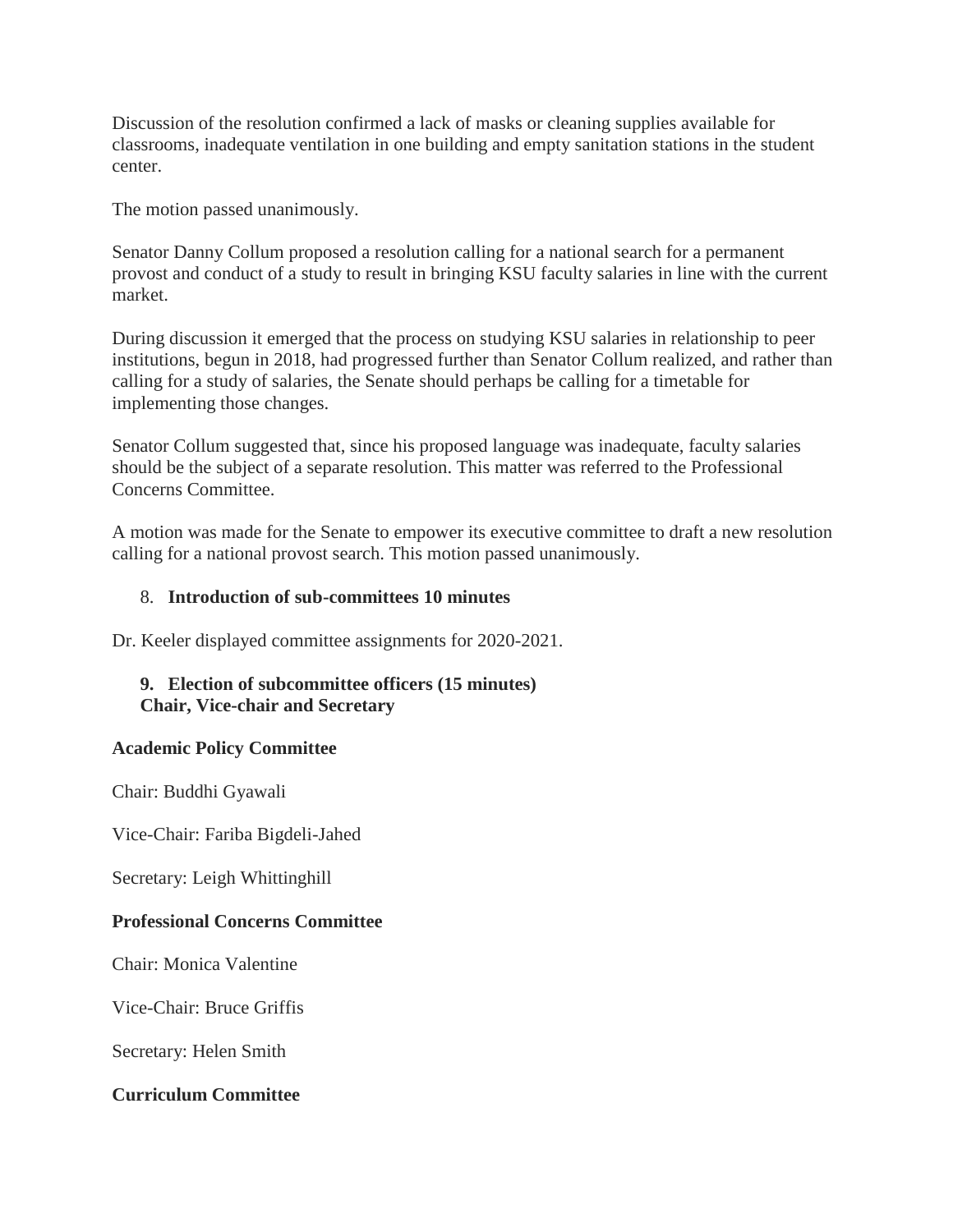Discussion of the resolution confirmed a lack of masks or cleaning supplies available for classrooms, inadequate ventilation in one building and empty sanitation stations in the student center.

The motion passed unanimously.

Senator Danny Collum proposed a resolution calling for a national search for a permanent provost and conduct of a study to result in bringing KSU faculty salaries in line with the current market.

During discussion it emerged that the process on studying KSU salaries in relationship to peer institutions, begun in 2018, had progressed further than Senator Collum realized, and rather than calling for a study of salaries, the Senate should perhaps be calling for a timetable for implementing those changes.

Senator Collum suggested that, since his proposed language was inadequate, faculty salaries should be the subject of a separate resolution. This matter was referred to the Professional Concerns Committee.

A motion was made for the Senate to empower its executive committee to draft a new resolution calling for a national provost search. This motion passed unanimously.

8. **Introduction of sub-committees 10 minutes**

Dr. Keeler displayed committee assignments for 2020-2021.

9. **Election of subcommittee officers (15 minutes)**
   **Chair, Vice-chair and Secretary**

**Academic Policy Committee**

Chair: Buddhi Gyawali

Vice-Chair: Fariba Bigdeli-Jahed

Secretary: Leigh Whittinghill

**Professional Concerns Committee**

Chair: Monica Valentine

Vice-Chair: Bruce Griffis

Secretary: Helen Smith

**Curriculum Committee**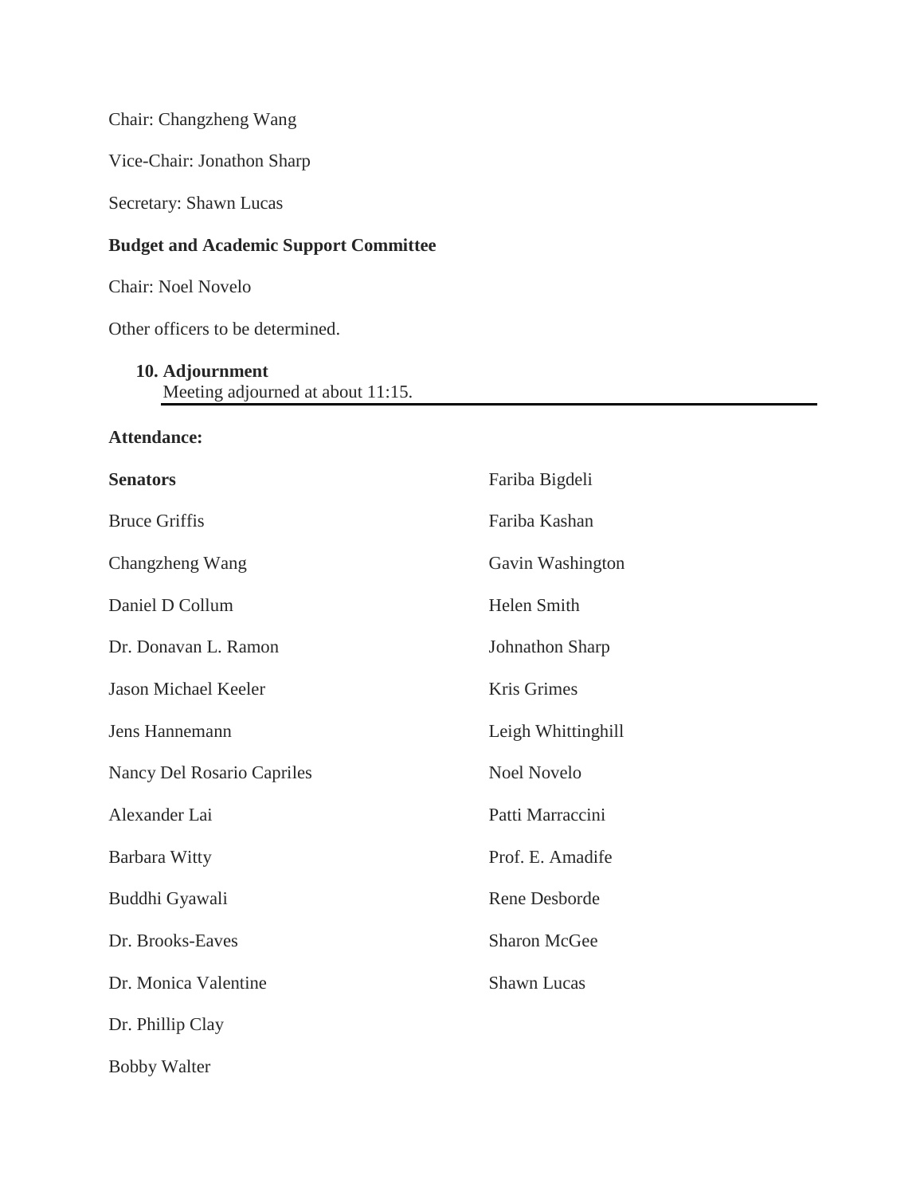Chair: Changzheng Wang

Vice-Chair: Jonathon Sharp

Secretary: Shawn Lucas

**Budget and Academic Support Committee**

Chair: Noel Novelo

Other officers to be determined.

10. **Adjournment**
    Meeting adjourned at about 11:15.

---

**Attendance:**

**Senators**

Bruce Griffis

Changzheng Wang

Daniel D Collum

Dr. Donavan L. Ramon

Jason Michael Keeler

Jens Hannemann

Nancy Del Rosario Capriles

Alexander Lai

Barbara Witty

Buddhi Gyawali

Dr. Brooks-Eaves

Dr. Monica Valentine

Dr. Phillip Clay

Bobby Walter

Fariba Bigdeli

Fariba Kashan

Gavin Washington

Helen Smith

Johnathon Sharp

Kris Grimes

Leigh Whittinghill

Noel Novelo

Patti Marraccini

Prof. E. Amadife

Rene Desborde

Sharon McGee

Shawn Lucas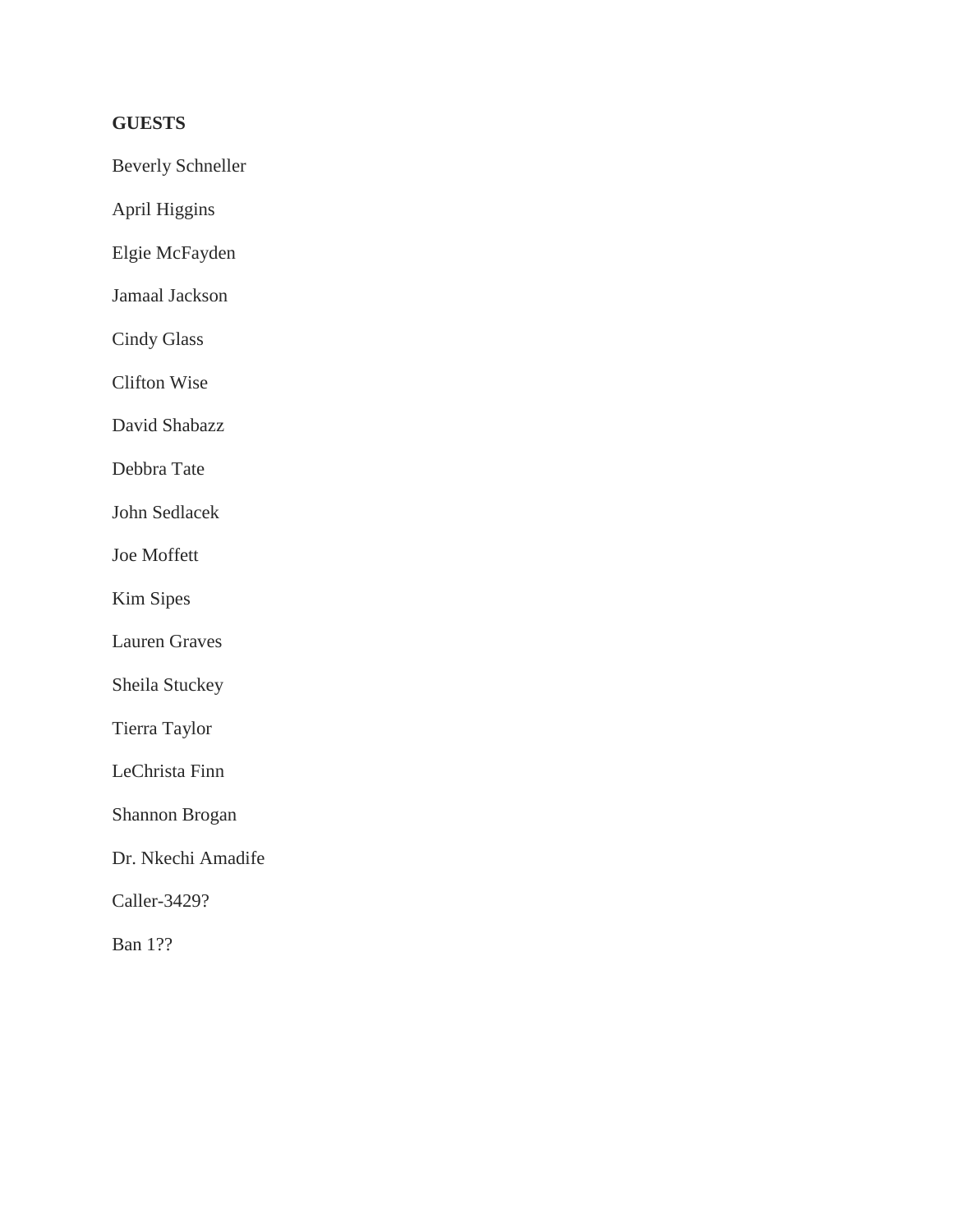**GUESTS**

Beverly Schneller

April Higgins

Elgie McFayden

Jamaal Jackson

Cindy Glass

Clifton Wise

David Shabazz

Debbra Tate

John Sedlacek

Joe Moffett

Kim Sipes

Lauren Graves

Sheila Stuckey

Tierra Taylor

LeChrista Finn

Shannon Brogan

Dr. Nkechi Amadife

Caller-3429?

Ban 1??